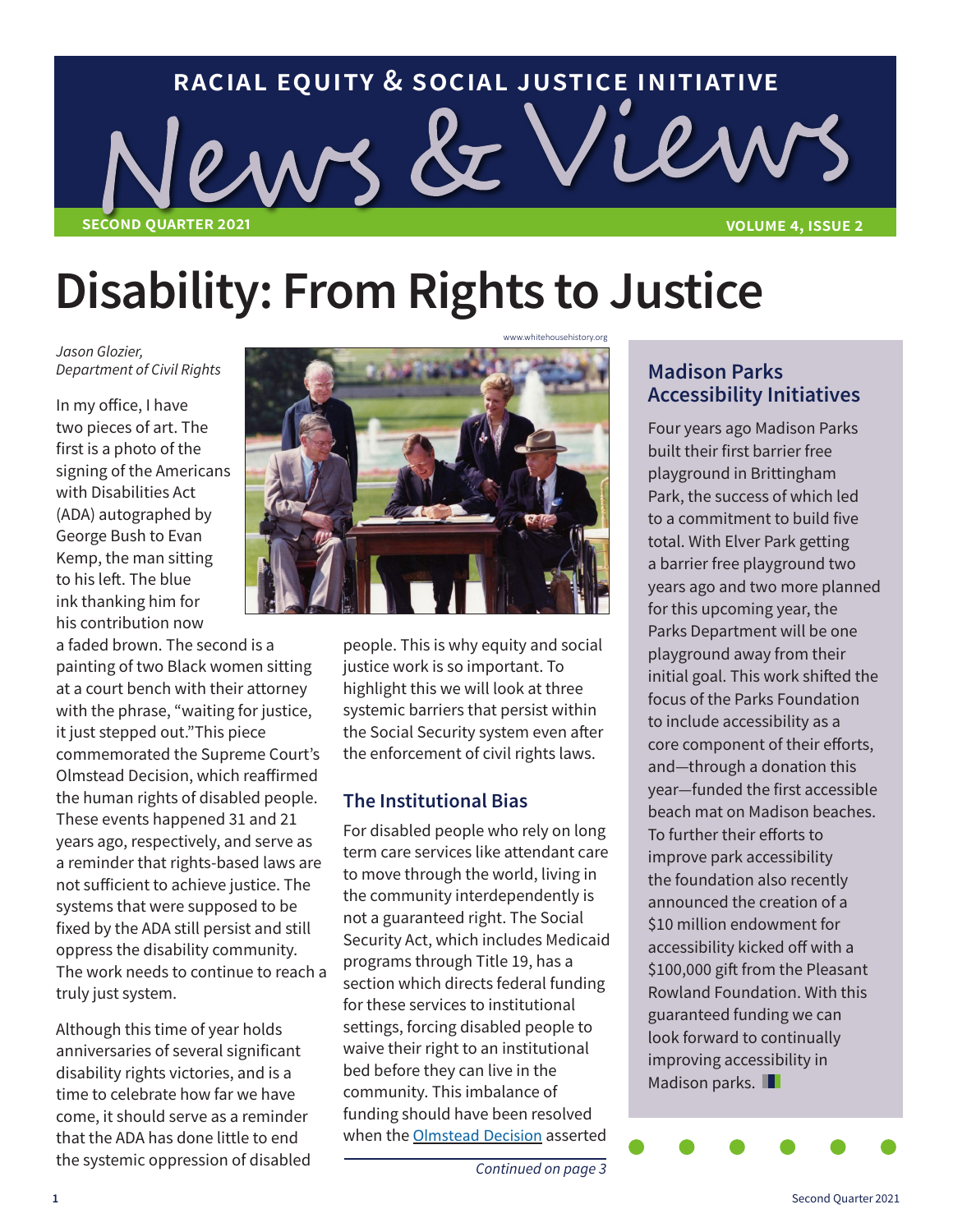# RACIAL EQUITY & SOCIAL JUSTICE INITIATIVE

# News & Views

SECOND QUARTER 2021 — VOLUME 4, ISSUE 2

# Disability: From Rights to Justice

*Jason Glozier, Department of Civil Rights*

www.whitehousehistory.org

In my office, I have two pieces of art. The first is a photo of the signing of the Americans with Disabilities Act (ADA) autographed by George Bush to Evan Kemp, the man sitting to his left. The blue ink thanking him for his contribution now a faded brown. The second is a painting of two Black women sitting at a court bench with their attorney with the phrase, "waiting for justice, it just stepped out."This piece commemorated the Supreme Court's Olmstead Decision, which reaffirmed the human rights of disabled people. These events happened 31 and 21 years ago, respectively, and serve as a reminder that rights-based laws are not sufficient to achieve justice. The systems that were supposed to be fixed by the ADA still persist and still oppress the disability community. The work needs to continue to reach a truly just system.

Although this time of year holds anniversaries of several significant disability rights victories, and is a time to celebrate how far we have come, it should serve as a reminder that the ADA has done little to end the systemic oppression of disabled people. This is why equity and social justice work is so important. To highlight this we will look at three systemic barriers that persist within the Social Security system even after the enforcement of civil rights laws.

## The Institutional Bias

For disabled people who rely on long term care services like attendant care to move through the world, living in the community interdependently is not a guaranteed right. The Social Security Act, which includes Medicaid programs through Title 19, has a section which directs federal funding for these services to institutional settings, forcing disabled people to waive their right to an institutional bed before they can live in the community. This imbalance of funding should have been resolved when the Olmstead Decision asserted

*Continued on page 3*

## Madison Parks Accessibility Initiatives

Four years ago Madison Parks built their first barrier free playground in Brittingham Park, the success of which led to a commitment to build five total. With Elver Park getting a barrier free playground two years ago and two more planned for this upcoming year, the Parks Department will be one playground away from their initial goal. This work shifted the focus of the Parks Foundation to include accessibility as a core component of their efforts, and—through a donation this year—funded the first accessible beach mat on Madison beaches. To further their efforts to improve park accessibility the foundation also recently announced the creation of a $10 million endowment for accessibility kicked off with a $100,000 gift from the Pleasant Rowland Foundation. With this guaranteed funding we can look forward to continually improving accessibility in Madison parks.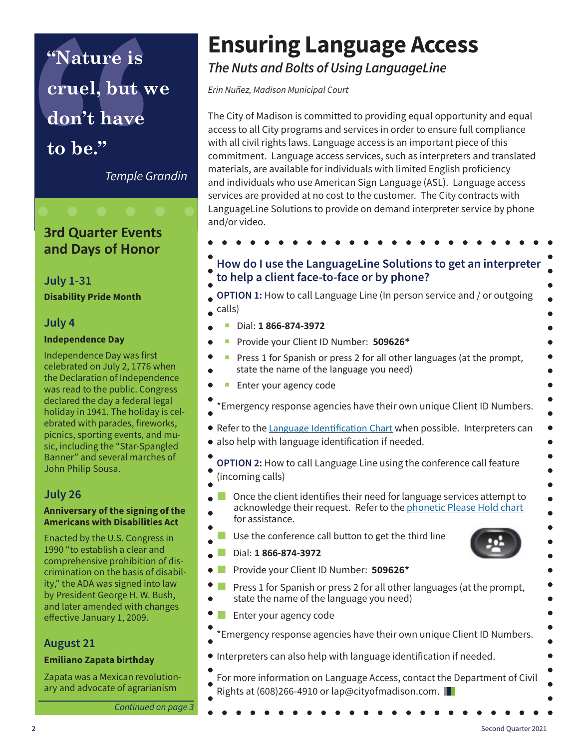> "Nature is cruel, but we don't have to be."
>
> *Temple Grandin*

## 3rd Quarter Events and Days of Honor

### July 1-31

**Disability Pride Month**

### July 4

**Independence Day**

Independence Day was first celebrated on July 2, 1776 when the Declaration of Independence was read to the public. Congress declared the day a federal legal holiday in 1941. The holiday is celebrated with parades, fireworks, picnics, sporting events, and music, including the "Star-Spangled Banner" and several marches of John Philip Sousa.

### July 26

**Anniversary of the signing of the Americans with Disabilities Act**

Enacted by the U.S. Congress in 1990 "to establish a clear and comprehensive prohibition of discrimination on the basis of disability," the ADA was signed into law by President George H. W. Bush, and later amended with changes effective January 1, 2009.

### August 21

**Emiliano Zapata birthday**

Zapata was a Mexican revolutionary and advocate of agrarianism

*Continued on page 3*

# Ensuring Language Access

## *The Nuts and Bolts of Using LanguageLine*

*Erin Nuñez, Madison Municipal Court*

The City of Madison is committed to providing equal opportunity and equal access to all City programs and services in order to ensure full compliance with all civil rights laws. Language access is an important piece of this commitment. Language access services, such as interpreters and translated materials, are available for individuals with limited English proficiency and individuals who use American Sign Language (ASL). Language access services are provided at no cost to the customer. The City contracts with LanguageLine Solutions to provide on demand interpreter service by phone and/or video.

### How do I use the LanguageLine Solutions to get an interpreter to help a client face-to-face or by phone?

**OPTION 1:** How to call Language Line (In person service and / or outgoing calls)

- Dial: **1 866-874-3972**
- Provide your Client ID Number: **509626***
- Press 1 for Spanish or press 2 for all other languages (at the prompt, state the name of the language you need)
- Enter your agency code

*Emergency response agencies have their own unique Client ID Numbers.

Refer to the [Language Identification Chart] when possible. Interpreters can also help with language identification if needed.

**OPTION 2:** How to call Language Line using the conference call feature (incoming calls)

- Once the client identifies their need for language services attempt to acknowledge their request. Refer to the [phonetic Please Hold chart] for assistance.
- Use the conference call button to get the third line
- Dial: **1 866-874-3972**
- Provide your Client ID Number: **509626***
- Press 1 for Spanish or press 2 for all other languages (at the prompt, state the name of the language you need)
- Enter your agency code

*Emergency response agencies have their own unique Client ID Numbers.

Interpreters can also help with language identification if needed.

For more information on Language Access, contact the Department of Civil Rights at (608)266-4910 or lap@cityofmadison.com.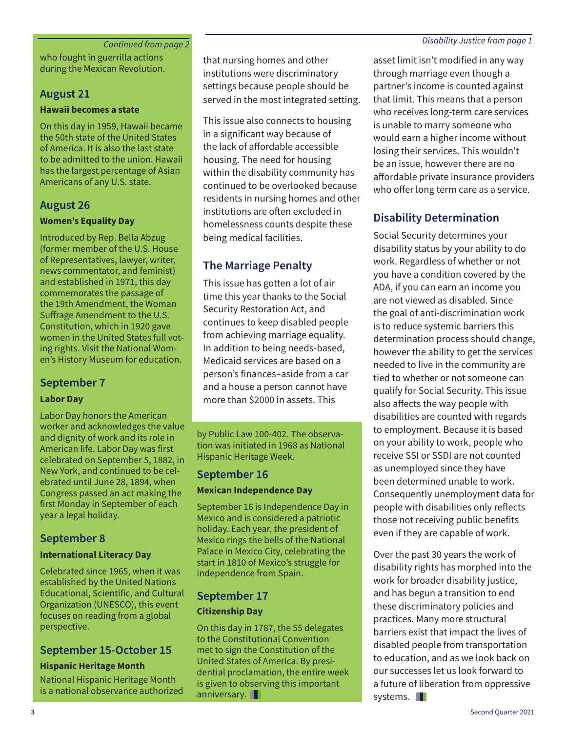*Continued from page 2*

who fought in guerrilla actions during the Mexican Revolution.

## August 21

**Hawaii becomes a state**

On this day in 1959, Hawaii became the 50th state of the United States of America. It is also the last state to be admitted to the union. Hawaii has the largest percentage of Asian Americans of any U.S. state.

## August 26

**Women's Equality Day**

Introduced by Rep. Bella Abzug (former member of the U.S. House of Representatives, lawyer, writer, news commentator, and feminist) and established in 1971, this day commemorates the passage of the 19th Amendment, the Woman Suffrage Amendment to the U.S. Constitution, which in 1920 gave women in the United States full voting rights. Visit the National Women's History Museum for education.

## September 7

**Labor Day**

Labor Day honors the American worker and acknowledges the value and dignity of work and its role in American life. Labor Day was first celebrated on September 5, 1882, in New York, and continued to be celebrated until June 28, 1894, when Congress passed an act making the first Monday in September of each year a legal holiday.

## September 8

**International Literacy Day**

Celebrated since 1965, when it was established by the United Nations Educational, Scientific, and Cultural Organization (UNESCO), this event focuses on reading from a global perspective.

## September 15-October 15

**Hispanic Heritage Month**

National Hispanic Heritage Month is a national observance authorized by Public Law 100-402. The observation was initiated in 1968 as National Hispanic Heritage Week.

## September 16

**Mexican Independence Day**

September 16 is Independence Day in Mexico and is considered a patriotic holiday. Each year, the president of Mexico rings the bells of the National Palace in Mexico City, celebrating the start in 1810 of Mexico's struggle for independence from Spain.

## September 17

**Citizenship Day**

On this day in 1787, the 55 delegates to the Constitutional Convention met to sign the Constitution of the United States of America. By presidential proclamation, the entire week is given to observing this important anniversary.

*Disability Justice from page 1*

that nursing homes and other institutions were discriminatory settings because people should be served in the most integrated setting.

This issue also connects to housing in a significant way because of the lack of affordable accessible housing. The need for housing within the disability community has continued to be overlooked because residents in nursing homes and other institutions are often excluded in homelessness counts despite these being medical facilities.

## The Marriage Penalty

This issue has gotten a lot of air time this year thanks to the Social Security Restoration Act, and continues to keep disabled people from achieving marriage equality. In addition to being needs-based, Medicaid services are based on a person's finances–aside from a car and a house a person cannot have more than $2000 in assets. This asset limit isn't modified in any way through marriage even though a partner's income is counted against that limit. This means that a person who receives long-term care services is unable to marry someone who would earn a higher income without losing their services. This wouldn't be an issue, however there are no affordable private insurance providers who offer long term care as a service.

## Disability Determination

Social Security determines your disability status by your ability to do work. Regardless of whether or not you have a condition covered by the ADA, if you can earn an income you are not viewed as disabled. Since the goal of anti-discrimination work is to reduce systemic barriers this determination process should change, however the ability to get the services needed to live in the community are tied to whether or not someone can qualify for Social Security. This issue also affects the way people with disabilities are counted with regards to employment. Because it is based on your ability to work, people who receive SSI or SSDI are not counted as unemployed since they have been determined unable to work. Consequently unemployment data for people with disabilities only reflects those not receiving public benefits even if they are capable of work.

Over the past 30 years the work of disability rights has morphed into the work for broader disability justice, and has begun a transition to end these discriminatory policies and practices. Many more structural barriers exist that impact the lives of disabled people from transportation to education, and as we look back on our successes let us look forward to a future of liberation from oppressive systems.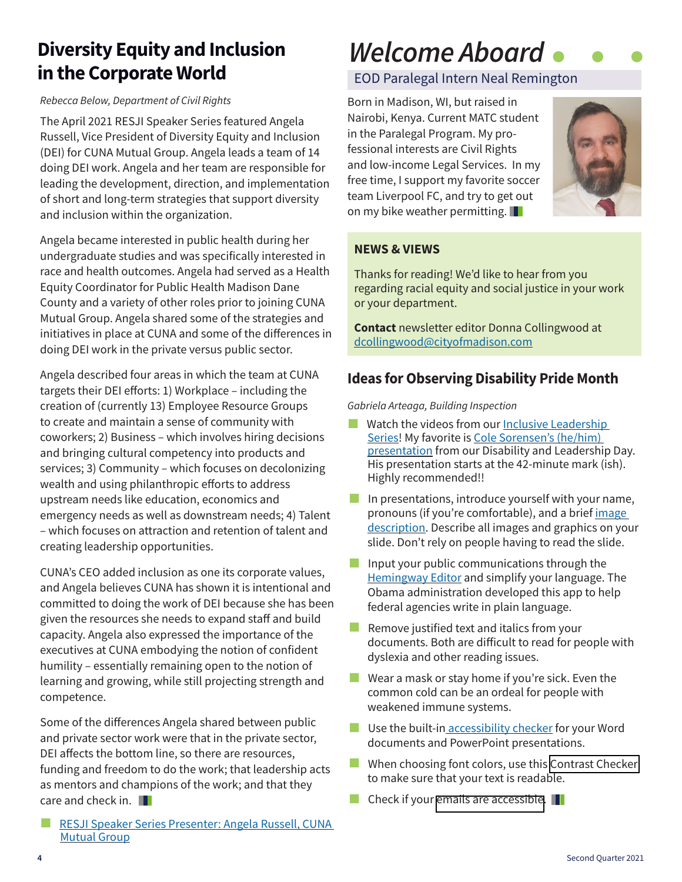## Diversity Equity and Inclusion in the Corporate World

*Rebecca Below, Department of Civil Rights*

The April 2021 RESJI Speaker Series featured Angela Russell, Vice President of Diversity Equity and Inclusion (DEI) for CUNA Mutual Group. Angela leads a team of 14 doing DEI work. Angela and her team are responsible for leading the development, direction, and implementation of short and long-term strategies that support diversity and inclusion within the organization.

Angela became interested in public health during her undergraduate studies and was specifically interested in race and health outcomes. Angela had served as a Health Equity Coordinator for Public Health Madison Dane County and a variety of other roles prior to joining CUNA Mutual Group. Angela shared some of the strategies and initiatives in place at CUNA and some of the differences in doing DEI work in the private versus public sector.

Angela described four areas in which the team at CUNA targets their DEI efforts: 1) Workplace – including the creation of (currently 13) Employee Resource Groups to create and maintain a sense of community with coworkers; 2) Business – which involves hiring decisions and bringing cultural competency into products and services; 3) Community – which focuses on decolonizing wealth and using philanthropic efforts to address upstream needs like education, economics and emergency needs as well as downstream needs; 4) Talent – which focuses on attraction and retention of talent and creating leadership opportunities.

CUNA's CEO added inclusion as one its corporate values, and Angela believes CUNA has shown it is intentional and committed to doing the work of DEI because she has been given the resources she needs to expand staff and build capacity. Angela also expressed the importance of the executives at CUNA embodying the notion of confident humility – essentially remaining open to the notion of learning and growing, while still projecting strength and competence.

Some of the differences Angela shared between public and private sector work were that in the private sector, DEI affects the bottom line, so there are resources, funding and freedom to do the work; that leadership acts as mentors and champions of the work; and that they care and check in.

- RESJI Speaker Series Presenter: Angela Russell, CUNA Mutual Group

## Welcome Aboard

### EOD Paralegal Intern Neal Remington

Born in Madison, WI, but raised in Nairobi, Kenya. Current MATC student in the Paralegal Program. My professional interests are Civil Rights and low-income Legal Services. In my free time, I support my favorite soccer team Liverpool FC, and try to get out on my bike weather permitting.

### NEWS & VIEWS

Thanks for reading! We'd like to hear from you regarding racial equity and social justice in your work or your department.

**Contact** newsletter editor Donna Collingwood at dcollingwood@cityofmadison.com

## Ideas for Observing Disability Pride Month

*Gabriela Arteaga, Building Inspection*

- Watch the videos from our Inclusive Leadership Series! My favorite is Cole Sorensen's (he/him) presentation from our Disability and Leadership Day. His presentation starts at the 42-minute mark (ish). Highly recommended!!
- In presentations, introduce yourself with your name, pronouns (if you're comfortable), and a brief image description. Describe all images and graphics on your slide. Don't rely on people having to read the slide.
- Input your public communications through the Hemingway Editor and simplify your language. The Obama administration developed this app to help federal agencies write in plain language.
- Remove justified text and italics from your documents. Both are difficult to read for people with dyslexia and other reading issues.
- Wear a mask or stay home if you're sick. Even the common cold can be an ordeal for people with weakened immune systems.
- Use the built-in accessibility checker for your Word documents and PowerPoint presentations.
- When choosing font colors, use this Contrast Checker to make sure that your text is readable.
- Check if your emails are accessible.